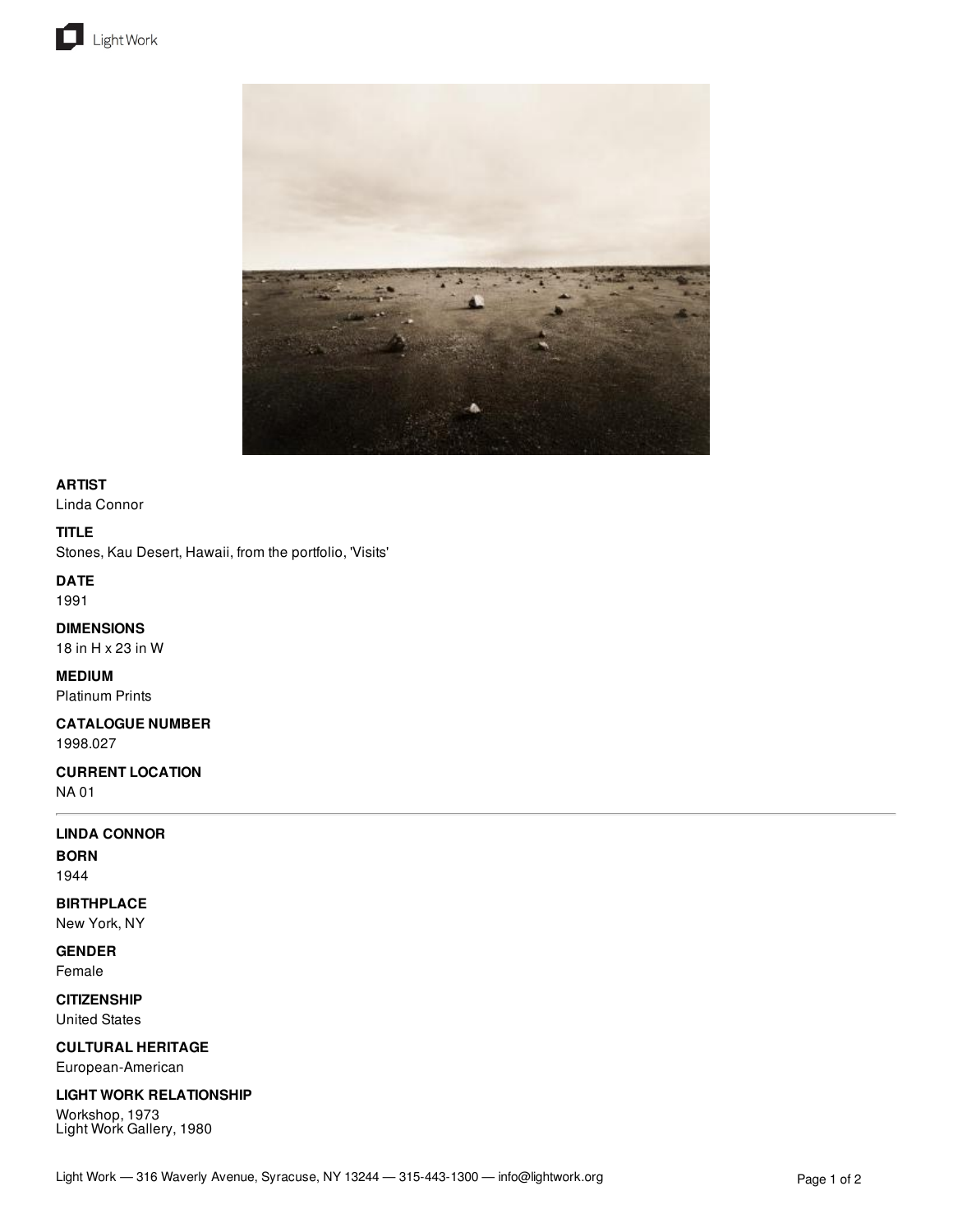**ARTIST**
Linda Connor

**TITLE**
Stones, Kau Desert, Hawaii, from the portfolio, 'Visits'

**DATE**
1991

**DIMENSIONS**
18 in H x 23 in W

**MEDIUM**
Platinum Prints

**CATALOGUE NUMBER**
1998.027

**CURRENT LOCATION**
NA 01

---

**LINDA CONNOR**

**BORN**
1944

**BIRTHPLACE**
New York, NY

**GENDER**
Female

**CITIZENSHIP**
United States

**CULTURAL HERITAGE**
European-American

**LIGHT WORK RELATIONSHIP**
Workshop, 1973
Light Work Gallery, 1980

Light Work — 316 Waverly Avenue, Syracuse, NY 13244 — 315-443-1300 — info@lightwork.org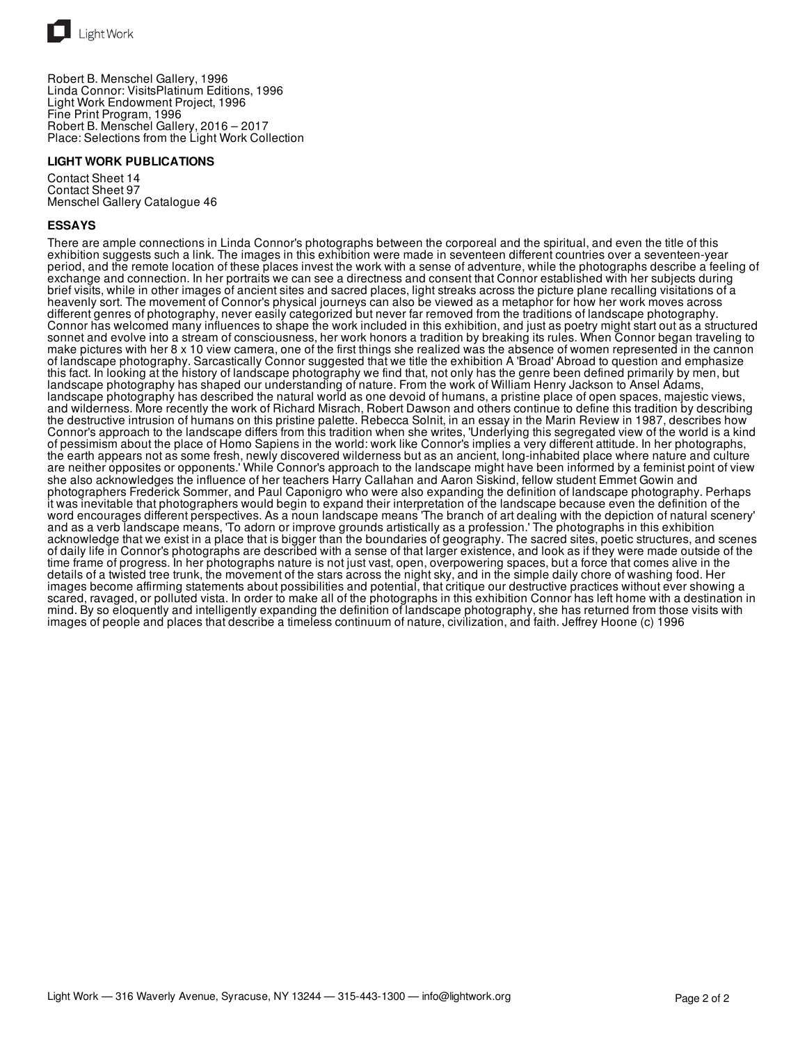Robert B. Menschel Gallery, 1996
Linda Connor: VisitsPlatinum Editions, 1996
Light Work Endowment Project, 1996
Fine Print Program, 1996
Robert B. Menschel Gallery, 2016 – 2017
Place: Selections from the Light Work Collection

## LIGHT WORK PUBLICATIONS

Contact Sheet 14
Contact Sheet 97
Menschel Gallery Catalogue 46

## ESSAYS

There are ample connections in Linda Connor's photographs between the corporeal and the spiritual, and even the title of this exhibition suggests such a link. The images in this exhibition were made in seventeen different countries over a seventeen-year period, and the remote location of these places invest the work with a sense of adventure, while the photographs describe a feeling of exchange and connection. In her portraits we can see a directness and consent that Connor established with her subjects during brief visits, while in other images of ancient sites and sacred places, light streaks across the picture plane recalling visitations of a heavenly sort. The movement of Connor's physical journeys can also be viewed as a metaphor for how her work moves across different genres of photography, never easily categorized but never far removed from the traditions of landscape photography. Connor has welcomed many influences to shape the work included in this exhibition, and just as poetry might start out as a structured sonnet and evolve into a stream of consciousness, her work honors a tradition by breaking its rules. When Connor began traveling to make pictures with her 8 x 10 view camera, one of the first things she realized was the absence of women represented in the cannon of landscape photography. Sarcastically Connor suggested that we title the exhibition A 'Broad' Abroad to question and emphasize this fact. In looking at the history of landscape photography we find that, not only has the genre been defined primarily by men, but landscape photography has shaped our understanding of nature. From the work of William Henry Jackson to Ansel Adams, landscape photography has described the natural world as one devoid of humans, a pristine place of open spaces, majestic views, and wilderness. More recently the work of Richard Misrach, Robert Dawson and others continue to define this tradition by describing the destructive intrusion of humans on this pristine palette. Rebecca Solnit, in an essay in the Marin Review in 1987, describes how Connor's approach to the landscape differs from this tradition when she writes, 'Underlying this segregated view of the world is a kind of pessimism about the place of Homo Sapiens in the world: work like Connor's implies a very different attitude. In her photographs, the earth appears not as some fresh, newly discovered wilderness but as an ancient, long-inhabited place where nature and culture are neither opposites or opponents.' While Connor's approach to the landscape might have been informed by a feminist point of view she also acknowledges the influence of her teachers Harry Callahan and Aaron Siskind, fellow student Emmet Gowin and photographers Frederick Sommer, and Paul Caponigro who were also expanding the definition of landscape photography. Perhaps it was inevitable that photographers would begin to expand their interpretation of the landscape because even the definition of the word encourages different perspectives. As a noun landscape means 'The branch of art dealing with the depiction of natural scenery' and as a verb landscape means, 'To adorn or improve grounds artistically as a profession.' The photographs in this exhibition acknowledge that we exist in a place that is bigger than the boundaries of geography. The sacred sites, poetic structures, and scenes of daily life in Connor's photographs are described with a sense of that larger existence, and look as if they were made outside of the time frame of progress. In her photographs nature is not just vast, open, overpowering spaces, but a force that comes alive in the details of a twisted tree trunk, the movement of the stars across the night sky, and in the simple daily chore of washing food. Her images become affirming statements about possibilities and potential, that critique our destructive practices without ever showing a scared, ravaged, or polluted vista. In order to make all of the photographs in this exhibition Connor has left home with a destination in mind. By so eloquently and intelligently expanding the definition of landscape photography, she has returned from those visits with images of people and places that describe a timeless continuum of nature, civilization, and faith. Jeffrey Hoone (c) 1996